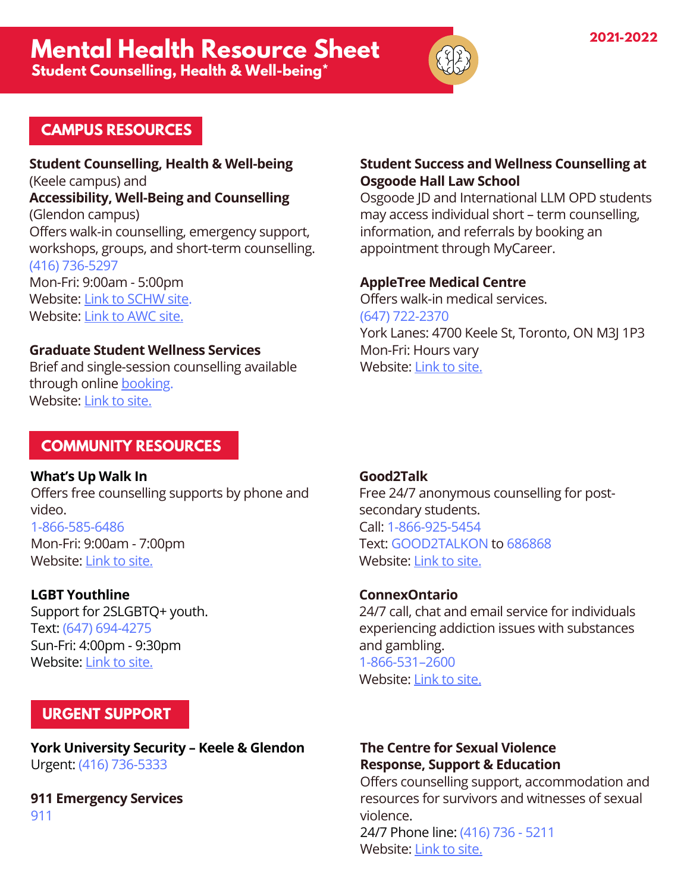# Mental Health Resource Sheet

**Student Counselling, Health & Well-being***

2021-2022

## CAMPUS RESOURCES

**Student Counselling, Health & Well-being**
(Keele campus) and
**Accessibility, Well-Being and Counselling**
(Glendon campus)
Offers walk-in counselling, emergency support, workshops, groups, and short-term counselling.
(416) 736-5297
Mon-Fri: 9:00am - 5:00pm
Website: Link to SCHW site.
Website: Link to AWC site.

**Graduate Student Wellness Services**
Brief and single-session counselling available through online booking.
Website: Link to site.

**Student Success and Wellness Counselling at Osgoode Hall Law School**
Osgoode JD and International LLM OPD students may access individual short – term counselling, information, and referrals by booking an appointment through MyCareer.

**AppleTree Medical Centre**
Offers walk-in medical services.
(647) 722-2370
York Lanes: 4700 Keele St, Toronto, ON M3J 1P3
Mon-Fri: Hours vary
Website: Link to site.

## COMMUNITY RESOURCES

**What's Up Walk In**
Offers free counselling supports by phone and video.
1-866-585-6486
Mon-Fri: 9:00am - 7:00pm
Website: Link to site.

**LGBT Youthline**
Support for 2SLGBTQ+ youth.
Text: (647) 694-4275
Sun-Fri: 4:00pm - 9:30pm
Website: Link to site.

**Good2Talk**
Free 24/7 anonymous counselling for post-secondary students.
Call: 1-866-925-5454
Text: GOOD2TALKON to 686868
Website: Link to site.

**ConnexOntario**
24/7 call, chat and email service for individuals experiencing addiction issues with substances and gambling.
1-866-531–2600
Website: Link to site.

## URGENT SUPPORT

**York University Security – Keele & Glendon**
Urgent: (416) 736-5333

**911 Emergency Services**
911

**The Centre for Sexual Violence Response, Support & Education**
Offers counselling support, accommodation and resources for survivors and witnesses of sexual violence.
24/7 Phone line: (416) 736 - 5211
Website: Link to site.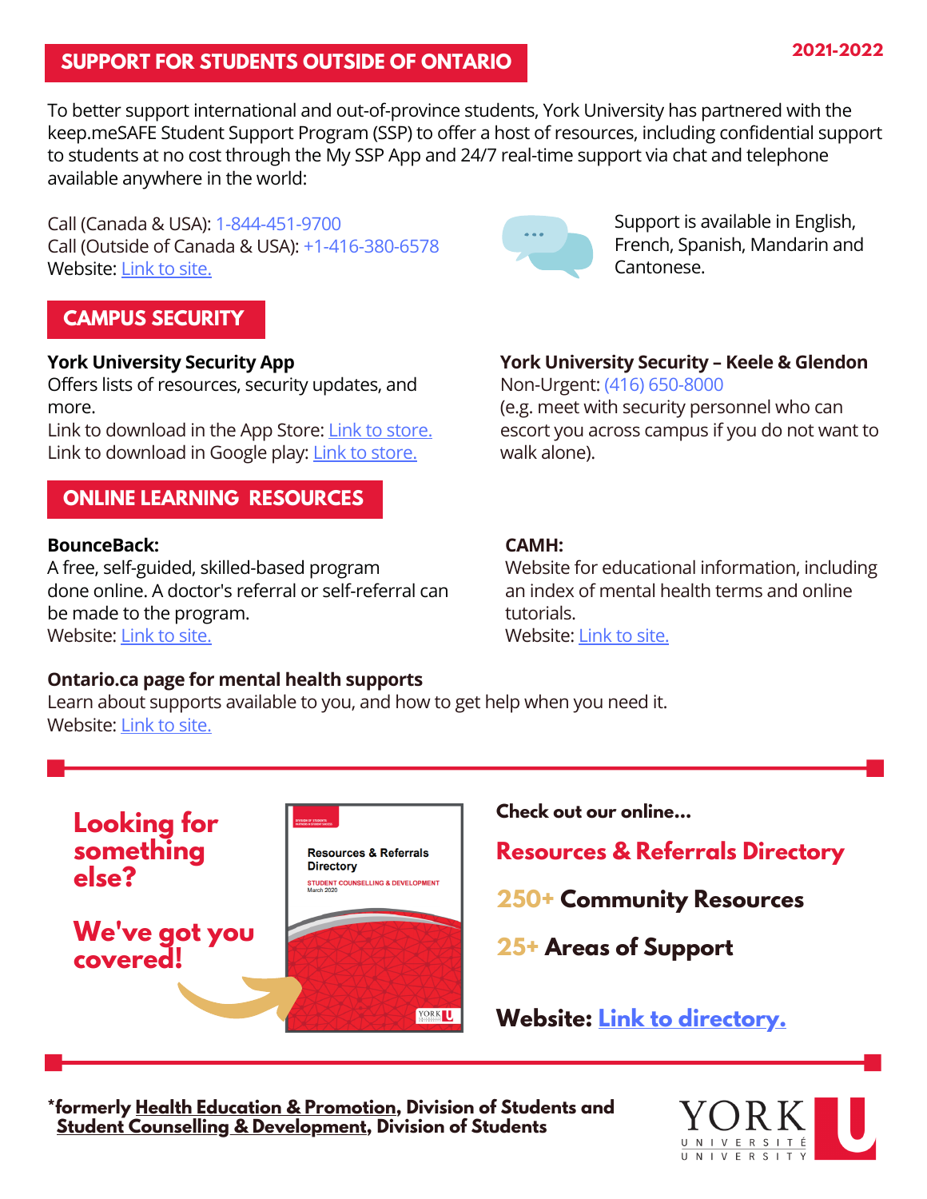2021-2022

## SUPPORT FOR STUDENTS OUTSIDE OF ONTARIO

To better support international and out-of-province students, York University has partnered with the keep.meSAFE Student Support Program (SSP) to offer a host of resources, including confidential support to students at no cost through the My SSP App and 24/7 real-time support via chat and telephone available anywhere in the world:

Call (Canada & USA): 1-844-451-9700
Call (Outside of Canada & USA): +1-416-380-6578
Website: Link to site.

Support is available in English, French, Spanish, Mandarin and Cantonese.

## CAMPUS SECURITY

**York University Security App**
Offers lists of resources, security updates, and more.
Link to download in the App Store: Link to store.
Link to download in Google play: Link to store.

**York University Security – Keele & Glendon**
Non-Urgent: (416) 650-8000
(e.g. meet with security personnel who can escort you across campus if you do not want to walk alone).

## ONLINE LEARNING RESOURCES

**BounceBack:**
A free, self-guided, skilled-based program done online. A doctor's referral or self-referral can be made to the program.
Website: Link to site.

**CAMH:**
Website for educational information, including an index of mental health terms and online tutorials.
Website: Link to site.

**Ontario.ca page for mental health supports**
Learn about supports available to you, and how to get help when you need it.
Website: Link to site.

---

**Looking for something else?**

**We've got you covered!**

Resources & Referrals Directory
STUDENT COUNSELLING & DEVELOPMENT
March 2020

Check out our online...

**Resources & Referrals Directory**

**250+ Community Resources**

**25+ Areas of Support**

**Website: Link to directory.**

---

***formerly Health Education & Promotion, Division of Students and Student Counselling & Development, Division of Students**

YORK UNIVERSITÉ UNIVERSITY